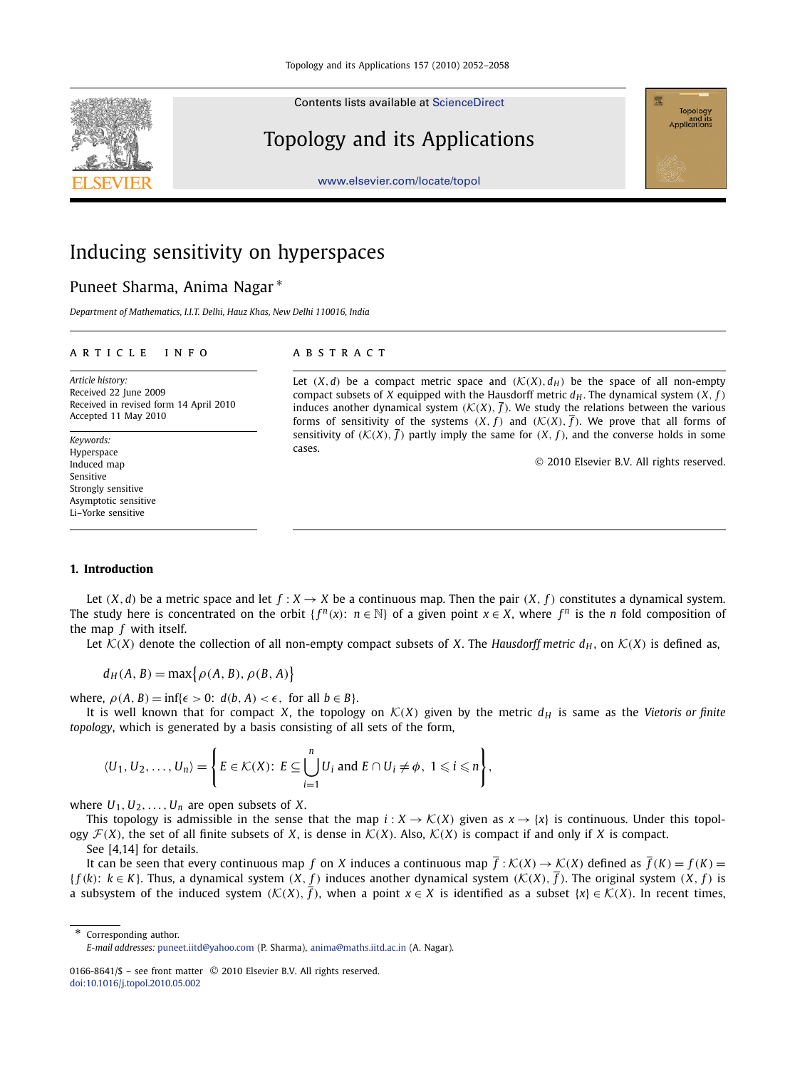# Inducing sensitivity on hyperspaces

Puneet Sharma, Anima Nagar *

*Department of Mathematics, I.I.T. Delhi, Hauz Khas, New Delhi 110016, India*

## ARTICLE INFO

*Article history:*
Received 22 June 2009
Received in revised form 14 April 2010
Accepted 11 May 2010

*Keywords:*
Hyperspace
Induced map
Sensitive
Strongly sensitive
Asymptotic sensitive
Li–Yorke sensitive

## ABSTRACT

Let $(X, d)$ be a compact metric space and $(\mathcal{K}(X), d_H)$ be the space of all non-empty compact subsets of $X$ equipped with the Hausdorff metric $d_H$. The dynamical system $(X, f)$ induces another dynamical system $(\mathcal{K}(X), \overline{f})$. We study the relations between the various forms of sensitivity of the systems $(X, f)$ and $(\mathcal{K}(X), \overline{f})$. We prove that all forms of sensitivity of $(\mathcal{K}(X), \overline{f})$ partly imply the same for $(X, f)$, and the converse holds in some cases.

© 2010 Elsevier B.V. All rights reserved.

## 1. Introduction

Let $(X, d)$ be a metric space and let $f : X \to X$ be a continuous map. Then the pair $(X, f)$ constitutes a dynamical system. The study here is concentrated on the orbit $\{f^n(x): n \in \mathbb{N}\}$ of a given point $x \in X$, where $f^n$ is the $n$ fold composition of the map $f$ with itself.

Let $\mathcal{K}(X)$ denote the collection of all non-empty compact subsets of $X$. The *Hausdorff metric* $d_H$, on $\mathcal{K}(X)$ is defined as,

$$d_H(A, B) = \max\{\rho(A, B), \rho(B, A)\}$$

where, $\rho(A, B) = \inf\{\epsilon > 0: d(b, A) < \epsilon, \text{ for all } b \in B\}$.

It is well known that for compact $X$, the topology on $\mathcal{K}(X)$ given by the metric $d_H$ is same as the *Vietoris or finite topology*, which is generated by a basis consisting of all sets of the form,

$$\langle U_1, U_2, \ldots, U_n \rangle = \left\{ E \in \mathcal{K}(X): E \subseteq \bigcup_{i=1}^{n} U_i \text{ and } E \cap U_i \neq \phi,\ 1 \leqslant i \leqslant n \right\},$$

where $U_1, U_2, \ldots, U_n$ are open subsets of $X$.

This topology is admissible in the sense that the map $i : X \to \mathcal{K}(X)$ given as $x \to \{x\}$ is continuous. Under this topology $\mathcal{F}(X)$, the set of all finite subsets of $X$, is dense in $\mathcal{K}(X)$. Also, $\mathcal{K}(X)$ is compact if and only if $X$ is compact.

See [4,14] for details.

It can be seen that every continuous map $f$ on $X$ induces a continuous map $\overline{f} : \mathcal{K}(X) \to \mathcal{K}(X)$ defined as $\overline{f}(K) = f(K) = \{f(k): k \in K\}$. Thus, a dynamical system $(X, f)$ induces another dynamical system $(\mathcal{K}(X), \overline{f})$. The original system $(X, f)$ is a subsystem of the induced system $(\mathcal{K}(X), \overline{f})$, when a point $x \in X$ is identified as a subset $\{x\} \in \mathcal{K}(X)$. In recent times,

---

\* Corresponding author.
*E-mail addresses:* puneet.iitd@yahoo.com (P. Sharma), anima@maths.iitd.ac.in (A. Nagar).

0166-8641/$ – see front matter © 2010 Elsevier B.V. All rights reserved.
doi:10.1016/j.topol.2010.05.002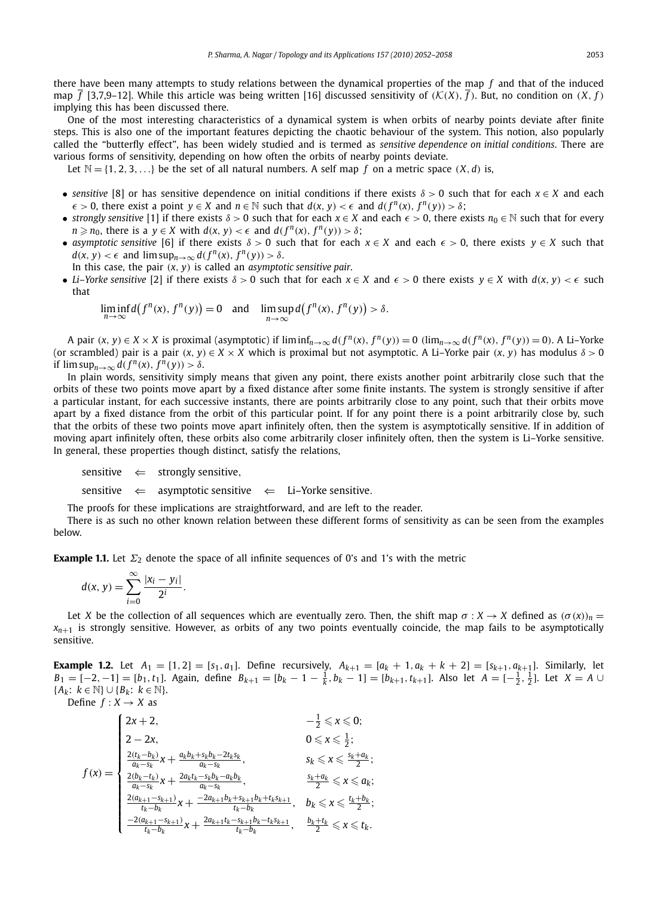there have been many attempts to study relations between the dynamical properties of the map $f$ and that of the induced map $\overline{f}$ [3,7,9–12]. While this article was being written [16] discussed sensitivity of $(\mathcal{K}(X), \overline{f})$. But, no condition on $(X, f)$ implying this has been discussed there.

One of the most interesting characteristics of a dynamical system is when orbits of nearby points deviate after finite steps. This is also one of the important features depicting the chaotic behaviour of the system. This notion, also popularly called the "butterfly effect", has been widely studied and is termed as *sensitive dependence on initial conditions*. There are various forms of sensitivity, depending on how often the orbits of nearby points deviate.

Let $\mathbb{N} = \{1, 2, 3, \ldots\}$ be the set of all natural numbers. A self map $f$ on a metric space $(X, d)$ is,

- *sensitive* [8] or has sensitive dependence on initial conditions if there exists $\delta > 0$ such that for each $x \in X$ and each $\epsilon > 0$, there exist a point $y \in X$ and $n \in \mathbb{N}$ such that $d(x, y) < \epsilon$ and $d(f^n(x), f^n(y)) > \delta$;
- *strongly sensitive* [1] if there exists $\delta > 0$ such that for each $x \in X$ and each $\epsilon > 0$, there exists $n_0 \in \mathbb{N}$ such that for every $n \geqslant n_0$, there is a $y \in X$ with $d(x, y) < \epsilon$ and $d(f^n(x), f^n(y)) > \delta$;
- *asymptotic sensitive* [6] if there exists $\delta > 0$ such that for each $x \in X$ and each $\epsilon > 0$, there exists $y \in X$ such that $d(x, y) < \epsilon$ and $\limsup_{n\to\infty} d(f^n(x), f^n(y)) > \delta$.
  In this case, the pair $(x, y)$ is called an *asymptotic sensitive pair*.
- *Li–Yorke sensitive* [2] if there exists $\delta > 0$ such that for each $x \in X$ and $\epsilon > 0$ there exists $y \in X$ with $d(x, y) < \epsilon$ such that

$$\liminf_{n\to\infty} d\big(f^n(x), f^n(y)\big) = 0 \quad \text{and} \quad \limsup_{n\to\infty} d\big(f^n(x), f^n(y)\big) > \delta.$$

A pair $(x, y) \in X \times X$ is proximal (asymptotic) if $\liminf_{n\to\infty} d(f^n(x), f^n(y)) = 0$ ($\lim_{n\to\infty} d(f^n(x), f^n(y)) = 0$). A Li–Yorke (or scrambled) pair is a pair $(x, y) \in X \times X$ which is proximal but not asymptotic. A Li–Yorke pair $(x, y)$ has modulus $\delta > 0$ if $\limsup_{n\to\infty} d(f^n(x), f^n(y)) > \delta$.

In plain words, sensitivity simply means that given any point, there exists another point arbitrarily close such that the orbits of these two points move apart by a fixed distance after some finite instants. The system is strongly sensitive if after a particular instant, for each successive instants, there are points arbitrarily close to any point, such that their orbits move apart by a fixed distance from the orbit of this particular point. If for any point there is a point arbitrarily close by, such that the orbits of these two points move apart infinitely often, then the system is asymptotically sensitive. If in addition of moving apart infinitely often, these orbits also come arbitrarily closer infinitely often, then the system is Li–Yorke sensitive. In general, these properties though distinct, satisfy the relations,

$$\text{sensitive} \quad \Leftarrow \quad \text{strongly sensitive},$$

$$\text{sensitive} \quad \Leftarrow \quad \text{asymptotic sensitive} \quad \Leftarrow \quad \text{Li–Yorke sensitive}.$$

The proofs for these implications are straightforward, and are left to the reader.

There is as such no other known relation between these different forms of sensitivity as can be seen from the examples below.

**Example 1.1.** Let $\Sigma_2$ denote the space of all infinite sequences of 0's and 1's with the metric

$$d(x, y) = \sum_{i=0}^{\infty} \frac{|x_i - y_i|}{2^i}.$$

Let $X$ be the collection of all sequences which are eventually zero. Then, the shift map $\sigma : X \to X$ defined as $(\sigma(x))_n = x_{n+1}$ is strongly sensitive. However, as orbits of any two points eventually coincide, the map fails to be asymptotically sensitive.

**Example 1.2.** Let $A_1 = [1, 2] = [s_1, a_1]$. Define recursively, $A_{k+1} = [a_k + 1, a_k + k + 2] = [s_{k+1}, a_{k+1}]$. Similarly, let $B_1 = [-2, -1] = [b_1, t_1]$. Again, define $B_{k+1} = [b_k - 1 - \frac{1}{k}, b_k - 1] = [b_{k+1}, t_{k+1}]$. Also let $A = [-\frac{1}{2}, \frac{1}{2}]$. Let $X = A \cup \{A_k\colon k \in \mathbb{N}\} \cup \{B_k\colon k \in \mathbb{N}\}$.

Define $f : X \to X$ as

$$f(x) = \begin{cases} 2x + 2, & -\frac{1}{2} \leqslant x \leqslant 0; \\ 2 - 2x, & 0 \leqslant x \leqslant \frac{1}{2}; \\ \frac{2(t_k - b_k)}{a_k - s_k} x + \frac{a_k b_k + s_k b_k - 2t_k s_k}{a_k - s_k}, & s_k \leqslant x \leqslant \frac{s_k + a_k}{2}; \\ \frac{2(b_k - t_k)}{a_k - s_k} x + \frac{2a_k t_k - s_k b_k - a_k b_k}{a_k - s_k}, & \frac{s_k + a_k}{2} \leqslant x \leqslant a_k; \\ \frac{2(a_{k+1} - s_{k+1})}{t_k - b_k} x + \frac{-2a_{k+1} b_k + s_{k+1} b_k + t_k s_{k+1}}{t_k - b_k}, & b_k \leqslant x \leqslant \frac{t_k + b_k}{2}; \\ \frac{-2(a_{k+1} - s_{k+1})}{t_k - b_k} x + \frac{2a_{k+1} t_k - s_{k+1} b_k - t_k s_{k+1}}{t_k - b_k}, & \frac{b_k + t_k}{2} \leqslant x \leqslant t_k. \end{cases}$$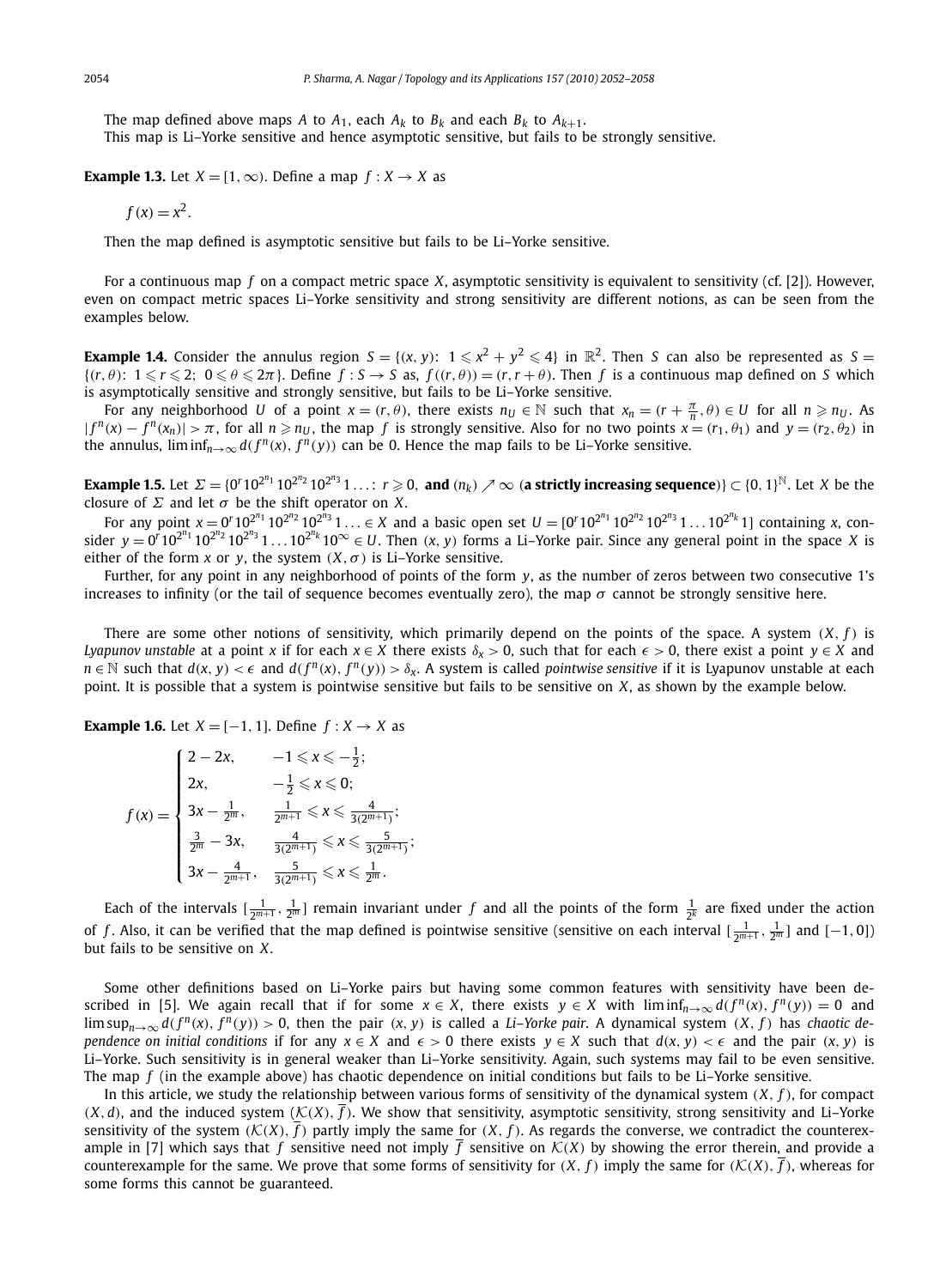The map defined above maps $A$ to $A_1$, each $A_k$ to $B_k$ and each $B_k$ to $A_{k+1}$.

This map is Li–Yorke sensitive and hence asymptotic sensitive, but fails to be strongly sensitive.

**Example 1.3.** Let $X = [1, \infty)$. Define a map $f : X \to X$ as

$$f(x) = x^2.$$

Then the map defined is asymptotic sensitive but fails to be Li–Yorke sensitive.

For a continuous map $f$ on a compact metric space $X$, asymptotic sensitivity is equivalent to sensitivity (cf. [2]). However, even on compact metric spaces Li–Yorke sensitivity and strong sensitivity are different notions, as can be seen from the examples below.

**Example 1.4.** Consider the annulus region $S = \{(x, y)\colon\ 1 \leqslant x^2 + y^2 \leqslant 4\}$ in $\mathbb{R}^2$. Then $S$ can also be represented as $S = \{(r, \theta)\colon\ 1 \leqslant r \leqslant 2;\ 0 \leqslant \theta \leqslant 2\pi\}$. Define $f : S \to S$ as, $f((r, \theta)) = (r, r + \theta)$. Then $f$ is a continuous map defined on $S$ which is asymptotically sensitive and strongly sensitive, but fails to be Li–Yorke sensitive.

For any neighborhood $U$ of a point $x = (r, \theta)$, there exists $n_U \in \mathbb{N}$ such that $x_n = (r + \frac{\pi}{n}, \theta) \in U$ for all $n \geqslant n_U$. As $|f^n(x) - f^n(x_n)| > \pi$, for all $n \geqslant n_U$, the map $f$ is strongly sensitive. Also for no two points $x = (r_1, \theta_1)$ and $y = (r_2, \theta_2)$ in the annulus, $\liminf_{n\to\infty} d(f^n(x), f^n(y))$ can be 0. Hence the map fails to be Li–Yorke sensitive.

**Example 1.5.** Let $\Sigma = \{0^r 1 0^{2^{n_1}} 1 0^{2^{n_2}} 1 0^{2^{n_3}} 1 \ldots\colon\ r \geqslant 0,$ **and** $(n_k) \nearrow \infty$ (**a strictly increasing sequence**)$\} \subset \{0, 1\}^{\mathbb{N}}$. Let $X$ be the closure of $\Sigma$ and let $\sigma$ be the shift operator on $X$.

For any point $x = 0^r 1 0^{2^{n_1}} 1 0^{2^{n_2}} 1 0^{2^{n_3}} 1 \ldots \in X$ and a basic open set $U = [0^r 1 0^{2^{n_1}} 1 0^{2^{n_2}} 1 0^{2^{n_3}} 1 \ldots 1 0^{2^{n_k}} 1]$ containing $x$, consider $y = 0^r 1 0^{2^{n_1}} 1 0^{2^{n_2}} 1 0^{2^{n_3}} 1 \ldots 1 0^{2^{n_k}} 1 0^{\infty} \in U$. Then $(x, y)$ forms a Li–Yorke pair. Since any general point in the space $X$ is either of the form $x$ or $y$, the system $(X, \sigma)$ is Li–Yorke sensitive.

Further, for any point in any neighborhood of points of the form $y$, as the number of zeros between two consecutive 1's increases to infinity (or the tail of sequence becomes eventually zero), the map $\sigma$ cannot be strongly sensitive here.

There are some other notions of sensitivity, which primarily depend on the points of the space. A system $(X, f)$ is *Lyapunov unstable* at a point $x$ if for each $x \in X$ there exists $\delta_x > 0$, such that for each $\epsilon > 0$, there exist a point $y \in X$ and $n \in \mathbb{N}$ such that $d(x, y) < \epsilon$ and $d(f^n(x), f^n(y)) > \delta_x$. A system is called *pointwise sensitive* if it is Lyapunov unstable at each point. It is possible that a system is pointwise sensitive but fails to be sensitive on $X$, as shown by the example below.

**Example 1.6.** Let $X = [-1, 1]$. Define $f : X \to X$ as

$$f(x) = \begin{cases} 2 - 2x, & -1 \leqslant x \leqslant -\frac{1}{2}; \\ 2x, & -\frac{1}{2} \leqslant x \leqslant 0; \\ 3x - \frac{1}{2^m}, & \frac{1}{2^{m+1}} \leqslant x \leqslant \frac{4}{3(2^{m+1})}; \\ \frac{3}{2^m} - 3x, & \frac{4}{3(2^{m+1})} \leqslant x \leqslant \frac{5}{3(2^{m+1})}; \\ 3x - \frac{4}{2^{m+1}}, & \frac{5}{3(2^{m+1})} \leqslant x \leqslant \frac{1}{2^m}. \end{cases}$$

Each of the intervals $[\frac{1}{2^{m+1}}, \frac{1}{2^m}]$ remain invariant under $f$ and all the points of the form $\frac{1}{2^k}$ are fixed under the action of $f$. Also, it can be verified that the map defined is pointwise sensitive (sensitive on each interval $[\frac{1}{2^{m+1}}, \frac{1}{2^m}]$ and $[-1, 0]$) but fails to be sensitive on $X$.

Some other definitions based on Li–Yorke pairs but having some common features with sensitivity have been described in [5]. We again recall that if for some $x \in X$, there exists $y \in X$ with $\liminf_{n\to\infty} d(f^n(x), f^n(y)) = 0$ and $\limsup_{n\to\infty} d(f^n(x), f^n(y)) > 0$, then the pair $(x, y)$ is called a *Li–Yorke pair*. A dynamical system $(X, f)$ has *chaotic dependence on initial conditions* if for any $x \in X$ and $\epsilon > 0$ there exists $y \in X$ such that $d(x, y) < \epsilon$ and the pair $(x, y)$ is Li–Yorke. Such sensitivity is in general weaker than Li–Yorke sensitivity. Again, such systems may fail to be even sensitive. The map $f$ (in the example above) has chaotic dependence on initial conditions but fails to be Li–Yorke sensitive.

In this article, we study the relationship between various forms of sensitivity of the dynamical system $(X, f)$, for compact $(X, d)$, and the induced system $(\mathcal{K}(X), \overline{f})$. We show that sensitivity, asymptotic sensitivity, strong sensitivity and Li–Yorke sensitivity of the system $(\mathcal{K}(X), \overline{f})$ partly imply the same for $(X, f)$. As regards the converse, we contradict the counterexample in [7] which says that $f$ sensitive need not imply $\overline{f}$ sensitive on $\mathcal{K}(X)$ by showing the error therein, and provide a counterexample for the same. We prove that some forms of sensitivity for $(X, f)$ imply the same for $(\mathcal{K}(X), \overline{f})$, whereas for some forms this cannot be guaranteed.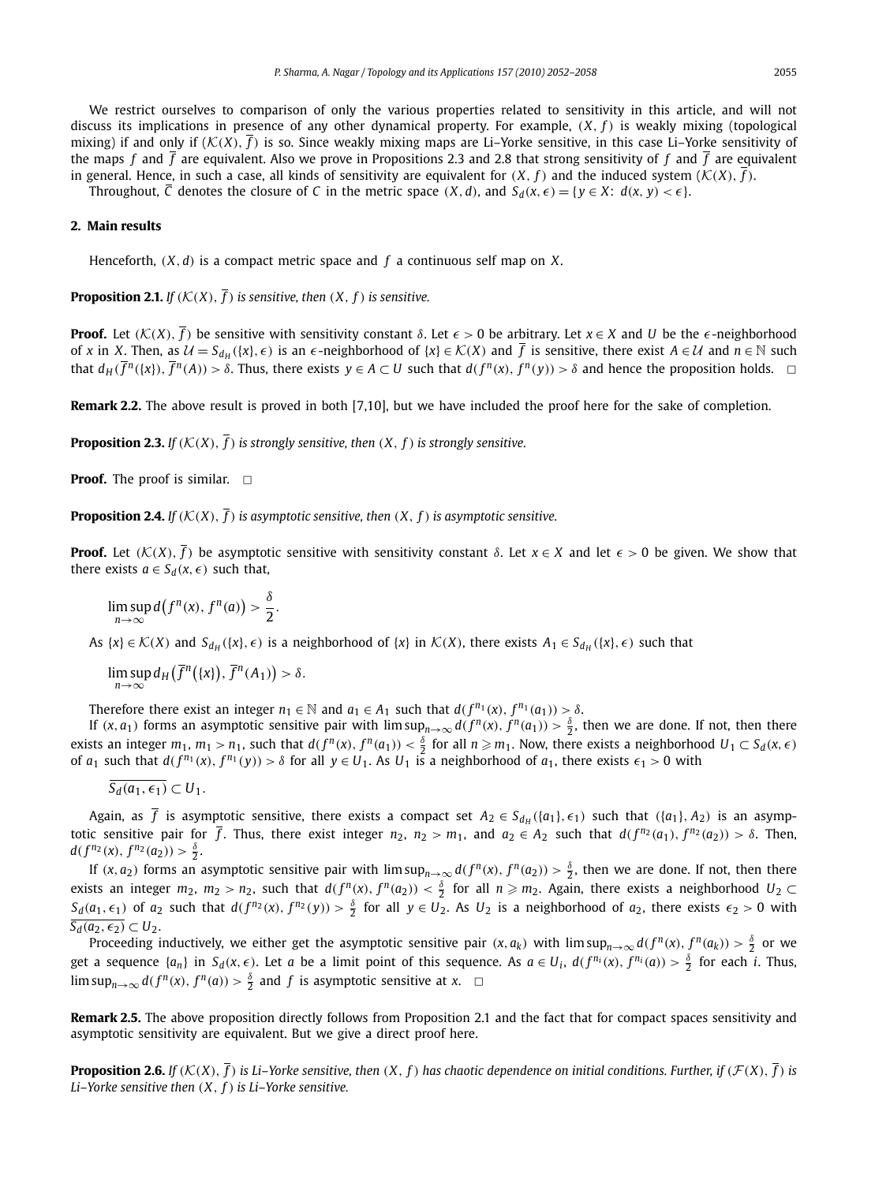We restrict ourselves to comparison of only the various properties related to sensitivity in this article, and will not discuss its implications in presence of any other dynamical property. For example, $(X, f)$ is weakly mixing (topological mixing) if and only if $(\mathcal{K}(X), \overline{f})$ is so. Since weakly mixing maps are Li–Yorke sensitive, in this case Li–Yorke sensitivity of the maps $f$ and $\overline{f}$ are equivalent. Also we prove in Propositions 2.3 and 2.8 that strong sensitivity of $f$ and $\overline{f}$ are equivalent in general. Hence, in such a case, all kinds of sensitivity are equivalent for $(X, f)$ and the induced system $(\mathcal{K}(X), \overline{f})$.

Throughout, $\overline{C}$ denotes the closure of $C$ in the metric space $(X, d)$, and $S_d(x, \epsilon) = \{y \in X\colon d(x, y) < \epsilon\}$.

## 2. Main results

Henceforth, $(X, d)$ is a compact metric space and $f$ a continuous self map on $X$.

**Proposition 2.1.** *If $(\mathcal{K}(X), \overline{f})$ is sensitive, then $(X, f)$ is sensitive.*

**Proof.** Let $(\mathcal{K}(X), \overline{f})$ be sensitive with sensitivity constant $\delta$. Let $\epsilon > 0$ be arbitrary. Let $x \in X$ and $U$ be the $\epsilon$-neighborhood of $x$ in $X$. Then, as $\mathcal{U} = S_{d_H}(\{x\}, \epsilon)$ is an $\epsilon$-neighborhood of $\{x\} \in \mathcal{K}(X)$ and $\overline{f}$ is sensitive, there exist $A \in \mathcal{U}$ and $n \in \mathbb{N}$ such that $d_H(\overline{f}^n(\{x\}), \overline{f}^n(A)) > \delta$. Thus, there exists $y \in A \subset U$ such that $d(f^n(x), f^n(y)) > \delta$ and hence the proposition holds. $\square$

**Remark 2.2.** The above result is proved in both [7,10], but we have included the proof here for the sake of completion.

**Proposition 2.3.** *If $(\mathcal{K}(X), \overline{f})$ is strongly sensitive, then $(X, f)$ is strongly sensitive.*

**Proof.** The proof is similar. $\square$

**Proposition 2.4.** *If $(\mathcal{K}(X), \overline{f})$ is asymptotic sensitive, then $(X, f)$ is asymptotic sensitive.*

**Proof.** Let $(\mathcal{K}(X), \overline{f})$ be asymptotic sensitive with sensitivity constant $\delta$. Let $x \in X$ and let $\epsilon > 0$ be given. We show that there exists $a \in S_d(x, \epsilon)$ such that,

$$\limsup_{n \to \infty} d\big(f^n(x), f^n(a)\big) > \frac{\delta}{2}.$$

As $\{x\} \in \mathcal{K}(X)$ and $S_{d_H}(\{x\}, \epsilon)$ is a neighborhood of $\{x\}$ in $\mathcal{K}(X)$, there exists $A_1 \in S_{d_H}(\{x\}, \epsilon)$ such that

$$\limsup_{n \to \infty} d_H\big(\overline{f}^n\big(\{x\}\big), \overline{f}^n(A_1)\big) > \delta.$$

Therefore there exist an integer $n_1 \in \mathbb{N}$ and $a_1 \in A_1$ such that $d(f^{n_1}(x), f^{n_1}(a_1)) > \delta$.

If $(x, a_1)$ forms an asymptotic sensitive pair with $\limsup_{n\to\infty} d(f^n(x), f^n(a_1)) > \frac{\delta}{2}$, then we are done. If not, then there exists an integer $m_1$, $m_1 > n_1$, such that $d(f^n(x), f^n(a_1)) < \frac{\delta}{2}$ for all $n \geqslant m_1$. Now, there exists a neighborhood $U_1 \subset S_d(x, \epsilon)$ of $a_1$ such that $d(f^{n_1}(x), f^{n_1}(y)) > \delta$ for all $y \in U_1$. As $U_1$ is a neighborhood of $a_1$, there exists $\epsilon_1 > 0$ with

$$\overline{S_d(a_1, \epsilon_1)} \subset U_1.$$

Again, as $\overline{f}$ is asymptotic sensitive, there exists a compact set $A_2 \in S_{d_H}(\{a_1\}, \epsilon_1)$ such that $(\{a_1\}, A_2)$ is an asymptotic sensitive pair for $\overline{f}$. Thus, there exist integer $n_2$, $n_2 > m_1$, and $a_2 \in A_2$ such that $d(f^{n_2}(a_1), f^{n_2}(a_2)) > \delta$. Then, $d(f^{n_2}(x), f^{n_2}(a_2)) > \frac{\delta}{2}$.

If $(x, a_2)$ forms an asymptotic sensitive pair with $\limsup_{n\to\infty} d(f^n(x), f^n(a_2)) > \frac{\delta}{2}$, then we are done. If not, then there exists an integer $m_2$, $m_2 > n_2$, such that $d(f^n(x), f^n(a_2)) < \frac{\delta}{2}$ for all $n \geqslant m_2$. Again, there exists a neighborhood $U_2 \subset S_d(a_1, \epsilon_1)$ of $a_2$ such that $d(f^{n_2}(x), f^{n_2}(y)) > \frac{\delta}{2}$ for all $y \in U_2$. As $U_2$ is a neighborhood of $a_2$, there exists $\epsilon_2 > 0$ with $\overline{S_d(a_2, \epsilon_2)} \subset U_2$.

Proceeding inductively, we either get the asymptotic sensitive pair $(x, a_k)$ with $\limsup_{n\to\infty} d(f^n(x), f^n(a_k)) > \frac{\delta}{2}$ or we get a sequence $\{a_n\}$ in $S_d(x, \epsilon)$. Let $a$ be a limit point of this sequence. As $a \in U_i$, $d(f^{n_i}(x), f^{n_i}(a)) > \frac{\delta}{2}$ for each $i$. Thus, $\limsup_{n\to\infty} d(f^n(x), f^n(a)) > \frac{\delta}{2}$ and $f$ is asymptotic sensitive at $x$. $\square$

**Remark 2.5.** The above proposition directly follows from Proposition 2.1 and the fact that for compact spaces sensitivity and asymptotic sensitivity are equivalent. But we give a direct proof here.

**Proposition 2.6.** *If $(\mathcal{K}(X), \overline{f})$ is Li–Yorke sensitive, then $(X, f)$ has chaotic dependence on initial conditions. Further, if $(\mathcal{F}(X), \overline{f})$ is Li–Yorke sensitive then $(X, f)$ is Li–Yorke sensitive.*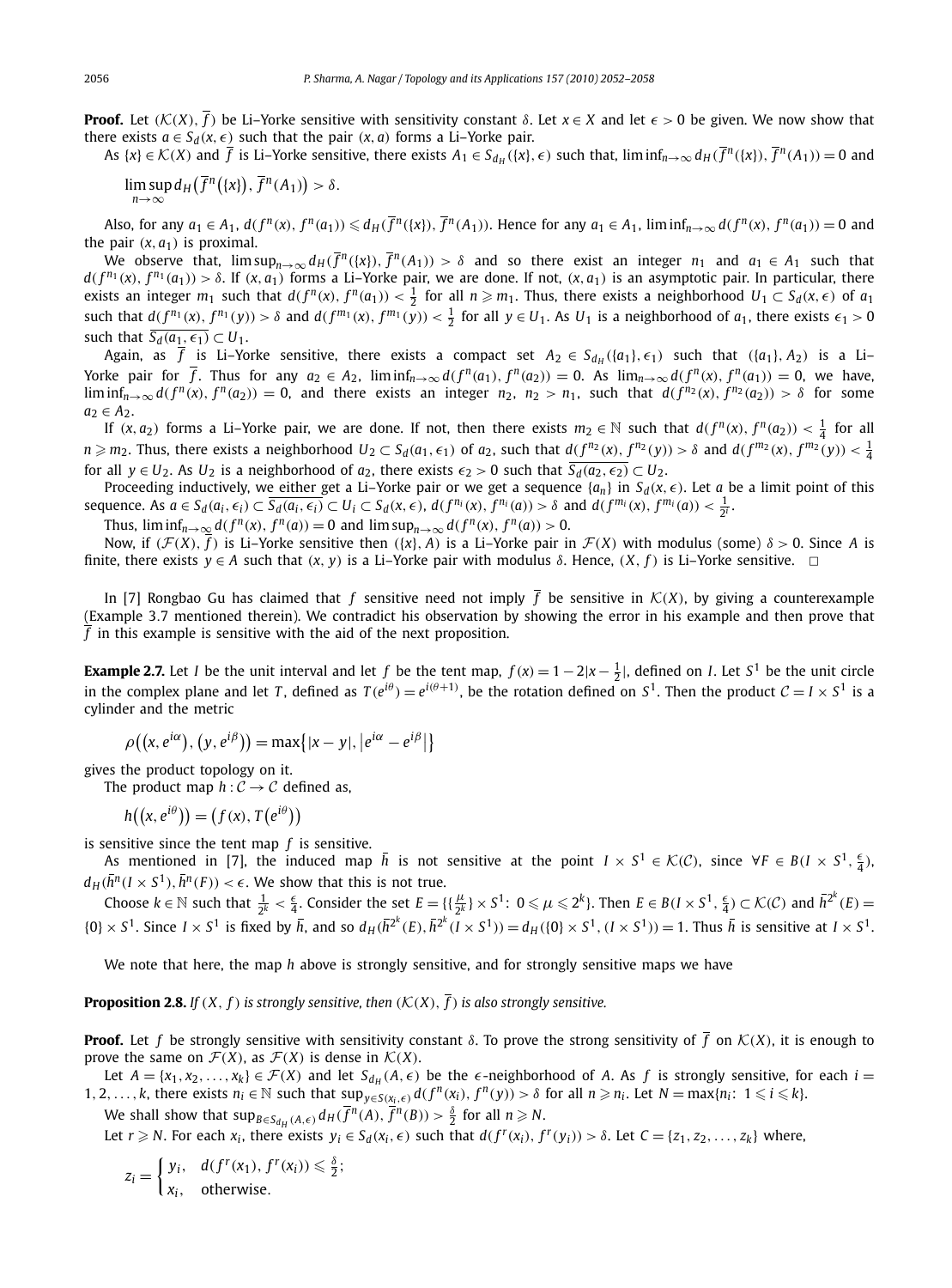**Proof.** Let $(\mathcal{K}(X), \overline{f})$ be Li–Yorke sensitive with sensitivity constant $\delta$. Let $x \in X$ and let $\epsilon > 0$ be given. We now show that there exists $a \in S_d(x, \epsilon)$ such that the pair $(x, a)$ forms a Li–Yorke pair.

As $\{x\} \in \mathcal{K}(X)$ and $\overline{f}$ is Li–Yorke sensitive, there exists $A_1 \in S_{d_H}(\{x\}, \epsilon)$ such that, $\liminf_{n\to\infty} d_H(\overline{f}^n(\{x\}), \overline{f}^n(A_1)) = 0$ and

$$\limsup_{n\to\infty} d_H\big(\overline{f}^n(\{x\}), \overline{f}^n(A_1)\big) > \delta.$$

Also, for any $a_1 \in A_1$, $d(f^n(x), f^n(a_1)) \leqslant d_H(\overline{f}^n(\{x\}), \overline{f}^n(A_1))$. Hence for any $a_1 \in A_1$, $\liminf_{n\to\infty} d(f^n(x), f^n(a_1)) = 0$ and the pair $(x, a_1)$ is proximal.

We observe that, $\limsup_{n\to\infty} d_H(\overline{f}^n(\{x\}), \overline{f}^n(A_1)) > \delta$ and so there exist an integer $n_1$ and $a_1 \in A_1$ such that $d(f^{n_1}(x), f^{n_1}(a_1)) > \delta$. If $(x, a_1)$ forms a Li–Yorke pair, we are done. If not, $(x, a_1)$ is an asymptotic pair. In particular, there exists an integer $m_1$ such that $d(f^n(x), f^n(a_1)) < \frac{1}{2}$ for all $n \geqslant m_1$. Thus, there exists a neighborhood $U_1 \subset S_d(x, \epsilon)$ of $a_1$ such that $d(f^{n_1}(x), f^{n_1}(y)) > \delta$ and $d(f^{m_1}(x), f^{m_1}(y)) < \frac{1}{2}$ for all $y \in U_1$. As $U_1$ is a neighborhood of $a_1$, there exists $\epsilon_1 > 0$ such that $\overline{S_d(a_1, \epsilon_1)} \subset U_1$.

Again, as $\overline{f}$ is Li–Yorke sensitive, there exists a compact set $A_2 \in S_{d_H}(\{a_1\}, \epsilon_1)$ such that $(\{a_1\}, A_2)$ is a Li–Yorke pair for $\overline{f}$. Thus for any $a_2 \in A_2$, $\liminf_{n\to\infty} d(f^n(a_1), f^n(a_2)) = 0$. As $\lim_{n\to\infty} d(f^n(x), f^n(a_1)) = 0$, we have, $\liminf_{n\to\infty} d(f^n(x), f^n(a_2)) = 0$, and there exists an integer $n_2$, $n_2 > n_1$, such that $d(f^{n_2}(x), f^{n_2}(a_2)) > \delta$ for some $a_2 \in A_2$.

If $(x, a_2)$ forms a Li–Yorke pair, we are done. If not, then there exists $m_2 \in \mathbb{N}$ such that $d(f^n(x), f^n(a_2)) < \frac{1}{4}$ for all $n \geqslant m_2$. Thus, there exists a neighborhood $U_2 \subset S_d(a_1, \epsilon_1)$ of $a_2$, such that $d(f^{n_2}(x), f^{n_2}(y)) > \delta$ and $d(f^{m_2}(x), f^{m_2}(y)) < \frac{1}{4}$ for all $y \in U_2$. As $U_2$ is a neighborhood of $a_2$, there exists $\epsilon_2 > 0$ such that $\overline{S_d(a_2, \epsilon_2)} \subset U_2$.

Proceeding inductively, we either get a Li–Yorke pair or we get a sequence $\{a_n\}$ in $S_d(x, \epsilon)$. Let $a$ be a limit point of this sequence. As $a \in S_d(a_i, \epsilon_i) \subset \overline{S_d(a_i, \epsilon_i)} \subset U_i \subset S_d(x, \epsilon)$, $d(f^{n_i}(x), f^{n_i}(a)) > \delta$ and $d(f^{m_i}(x), f^{m_i}(a)) < \frac{1}{2^i}$.

Thus, $\liminf_{n\to\infty} d(f^n(x), f^n(a)) = 0$ and $\limsup_{n\to\infty} d(f^n(x), f^n(a)) > 0$.

Now, if $(\mathcal{F}(X), \overline{f})$ is Li–Yorke sensitive then $(\{x\}, A)$ is a Li–Yorke pair in $\mathcal{F}(X)$ with modulus (some) $\delta > 0$. Since $A$ is finite, there exists $y \in A$ such that $(x, y)$ is a Li–Yorke pair with modulus $\delta$. Hence, $(X, f)$ is Li–Yorke sensitive. $\square$

In [7] Rongbao Gu has claimed that $f$ sensitive need not imply $\overline{f}$ be sensitive in $\mathcal{K}(X)$, by giving a counterexample (Example 3.7 mentioned therein). We contradict his observation by showing the error in his example and then prove that $\overline{f}$ in this example is sensitive with the aid of the next proposition.

**Example 2.7.** Let $I$ be the unit interval and let $f$ be the tent map, $f(x) = 1 - 2|x - \frac{1}{2}|$, defined on $I$. Let $S^1$ be the unit circle in the complex plane and let $T$, defined as $T(e^{i\theta}) = e^{i(\theta+1)}$, be the rotation defined on $S^1$. Then the product $\mathcal{C} = I \times S^1$ is a cylinder and the metric

$$\rho\big((x, e^{i\alpha}), (y, e^{i\beta})\big) = \max\big\{|x - y|, \big|e^{i\alpha} - e^{i\beta}\big|\big\}$$

gives the product topology on it.

The product map $h : \mathcal{C} \to \mathcal{C}$ defined as,

$$h\big((x, e^{i\theta})\big) = \big(f(x), T\big(e^{i\theta}\big)\big)$$

is sensitive since the tent map $f$ is sensitive.

As mentioned in [7], the induced map $\bar{h}$ is not sensitive at the point $I \times S^1 \in \mathcal{K}(\mathcal{C})$, since $\forall F \in B(I \times S^1, \frac{\epsilon}{4})$, $d_H(\bar{h}^n(I \times S^1), \bar{h}^n(F)) < \epsilon$. We show that this is not true.

Choose $k \in \mathbb{N}$ such that $\frac{1}{2^k} < \frac{\epsilon}{4}$. Consider the set $E = \{\{\frac{\mu}{2^k}\} \times S^1 \colon 0 \leqslant \mu \leqslant 2^k\}$. Then $E \in B(I \times S^1, \frac{\epsilon}{4}) \subset \mathcal{K}(\mathcal{C})$ and $\bar{h}^{2^k}(E) = \{0\} \times S^1$. Since $I \times S^1$ is fixed by $\bar{h}$, and so $d_H(\bar{h}^{2^k}(E), \bar{h}^{2^k}(I \times S^1)) = d_H(\{0\} \times S^1, (I \times S^1)) = 1$. Thus $\bar{h}$ is sensitive at $I \times S^1$.

We note that here, the map $h$ above is strongly sensitive, and for strongly sensitive maps we have

**Proposition 2.8.** *If $(X, f)$ is strongly sensitive, then $(\mathcal{K}(X), \overline{f})$ is also strongly sensitive.*

**Proof.** Let $f$ be strongly sensitive with sensitivity constant $\delta$. To prove the strong sensitivity of $\overline{f}$ on $\mathcal{K}(X)$, it is enough to prove the same on $\mathcal{F}(X)$, as $\mathcal{F}(X)$ is dense in $\mathcal{K}(X)$.

Let $A = \{x_1, x_2, \ldots, x_k\} \in \mathcal{F}(X)$ and let $S_{d_H}(A, \epsilon)$ be the $\epsilon$-neighborhood of $A$. As $f$ is strongly sensitive, for each $i = 1, 2, \ldots, k$, there exists $n_i \in \mathbb{N}$ such that $\sup_{y \in S(x_i, \epsilon)} d(f^n(x_i), f^n(y)) > \delta$ for all $n \geqslant n_i$. Let $N = \max\{n_i \colon 1 \leqslant i \leqslant k\}$.

We shall show that $\sup_{B \in S_{d_H}(A, \epsilon)} d_H(\overline{f}^n(A), \overline{f}^n(B)) > \frac{\delta}{2}$ for all $n \geqslant N$.

Let $r \geqslant N$. For each $x_i$, there exists $y_i \in S_d(x_i, \epsilon)$ such that $d(f^r(x_i), f^r(y_i)) > \delta$. Let $C = \{z_1, z_2, \ldots, z_k\}$ where,

$$z_i = \begin{cases} y_i, & d(f^r(x_1), f^r(x_i)) \leqslant \frac{\delta}{2}; \\ x_i, & \text{otherwise.} \end{cases}$$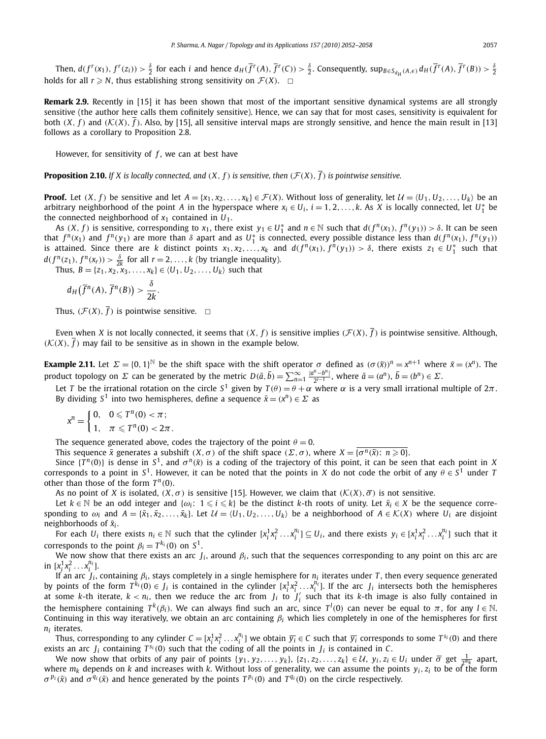Then, $d(f^r(x_1), f^r(z_i)) > \frac{\delta}{2}$ for each $i$ and hence $d_H(\overline{f}^r(A), \overline{f}^r(C)) > \frac{\delta}{2}$. Consequently, $\sup_{B \in S_{d_H}(A,\epsilon)} d_H(\overline{f}^r(A), \overline{f}^r(B)) > \frac{\delta}{2}$ holds for all $r \geqslant N$, thus establishing strong sensitivity on $\mathcal{F}(X)$. $\square$

**Remark 2.9.** Recently in [15] it has been shown that most of the important sensitive dynamical systems are all strongly sensitive (the author here calls them cofinitely sensitive). Hence, we can say that for most cases, sensitivity is equivalent for both $(X, f)$ and $(\mathcal{K}(X), \overline{f})$. Also, by [15], all sensitive interval maps are strongly sensitive, and hence the main result in [13] follows as a corollary to Proposition 2.8.

However, for sensitivity of $f$, we can at best have

**Proposition 2.10.** *If $X$ is locally connected, and $(X, f)$ is sensitive, then $(\mathcal{F}(X), \overline{f})$ is pointwise sensitive.*

**Proof.** Let $(X, f)$ be sensitive and let $A = \{x_1, x_2, \ldots, x_k\} \in \mathcal{F}(X)$. Without loss of generality, let $\mathcal{U} = \langle U_1, U_2, \ldots, U_k \rangle$ be an arbitrary neighborhood of the point $A$ in the hyperspace where $x_i \in U_i$, $i = 1, 2, \ldots, k$. As $X$ is locally connected, let $U_1^*$ be the connected neighborhood of $x_1$ contained in $U_1$.

As $(X, f)$ is sensitive, corresponding to $x_1$, there exist $y_1 \in U_1^*$ and $n \in \mathbb{N}$ such that $d(f^n(x_1), f^n(y_1)) > \delta$. It can be seen that $f^n(x_1)$ and $f^n(y_1)$ are more than $\delta$ apart and as $U_1^*$ is connected, every possible distance less than $d(f^n(x_1), f^n(y_1))$ is attained. Since there are $k$ distinct points $x_1, x_2, \ldots, x_k$ and $d(f^n(x_1), f^n(y_1)) > \delta$, there exists $z_1 \in U_1^*$ such that $d(f^n(z_1), f^n(x_r)) > \frac{\delta}{2k}$ for all $r = 2, \ldots, k$ (by triangle inequality).

Thus, $B = \{z_1, x_2, x_3, \ldots, x_k\} \in \langle U_1, U_2, \ldots, U_k \rangle$ such that

$$d_H\big(\overline{f}^n(A), \overline{f}^n(B)\big) > \frac{\delta}{2k}.$$

Thus, $(\mathcal{F}(X), \overline{f})$ is pointwise sensitive. $\square$

Even when $X$ is not locally connected, it seems that $(X, f)$ is sensitive implies $(\mathcal{F}(X), \overline{f})$ is pointwise sensitive. Although, $(\mathcal{K}(X), \overline{f})$ may fail to be sensitive as in shown in the example below.

**Example 2.11.** Let $\Sigma = \{0, 1\}^{\mathbb{N}}$ be the shift space with the shift operator $\sigma$ defined as $(\sigma(\bar{x}))^n = x^{n+1}$ where $\bar{x} = (x^n)$. The product topology on $\Sigma$ can be generated by the metric $D(\bar{a}, \bar{b}) = \sum_{n=1}^{\infty} \frac{|a^n - b^n|}{2^{i-1}}$, where $\bar{a} = (a^n)$, $\bar{b} = (b^n) \in \Sigma$.

Let $T$ be the irrational rotation on the circle $S^1$ given by $T(\theta) = \theta + \alpha$ where $\alpha$ is a very small irrational multiple of $2\pi$. By dividing $S^1$ into two hemispheres, define a sequence $\bar{x} = (x^n) \in \Sigma$ as

$$x^n = \begin{cases} 0, & 0 \leqslant T^n(0) < \pi; \\ 1, & \pi \leqslant T^n(0) < 2\pi. \end{cases}$$

The sequence generated above, codes the trajectory of the point $\theta = 0$.

This sequence $\bar{x}$ generates a subshift $(X, \sigma)$ of the shift space $(\Sigma, \sigma)$, where $X = \overline{\{\sigma^n(\bar{x}) \colon n \geqslant 0\}}$.

Since $\{T^n(0)\}$ is dense in $S^1$, and $\sigma^n(\bar{x})$ is a coding of the trajectory of this point, it can be seen that each point in $X$ corresponds to a point in $S^1$. However, it can be noted that the points in $X$ do not code the orbit of any $\theta \in S^1$ under $T$ other than those of the form $T^n(0)$.

As no point of $X$ is isolated, $(X, \sigma)$ is sensitive [15]. However, we claim that $(\mathcal{K}(X), \overline{\sigma})$ is not sensitive.

Let $k \in \mathbb{N}$ be an odd integer and $\{\omega_i \colon 1 \leqslant i \leqslant k\}$ be the distinct $k$-th roots of unity. Let $\bar{x}_i \in X$ be the sequence corresponding to $\omega_i$ and $A = \{\bar{x}_1, \bar{x}_2, \ldots, \bar{x}_k\}$. Let $\mathcal{U} = \langle U_1, U_2, \ldots, U_k \rangle$ be a neighborhood of $A \in \mathcal{K}(X)$ where $U_i$ are disjoint neighborhoods of $\bar{x}_i$.

For each $U_i$ there exists $n_i \in \mathbb{N}$ such that the cylinder $[x_i^1 x_i^2 \ldots x_i^{n_i}] \subseteq U_i$, and there exists $y_i \in [x_i^1 x_i^2 \ldots x_i^{n_i}]$ such that it corresponds to the point $\beta_i = T^{k_i}(0)$ on $S^1$.

We now show that there exists an arc $J_i$, around $\beta_i$, such that the sequences corresponding to any point on this arc are in $[x_i^1 x_i^2 \ldots x_i^{n_i}]$.

If an arc $J_i$, containing $\beta_i$, stays completely in a single hemisphere for $n_i$ iterates under $T$, then every sequence generated by points of the form $T^{k_i}(0) \in J_i$ is contained in the cylinder $[x_i^1 x_i^2 \ldots x_i^{n_i}]$. If the arc $J_i$ intersects both the hemispheres at some $k$-th iterate, $k < n_i$, then we reduce the arc from $J_i$ to $J_i'$ such that its $k$-th image is also fully contained in the hemisphere containing $T^k(\beta_i)$. We can always find such an arc, since $T^l(0)$ can never be equal to $\pi$, for any $l \in \mathbb{N}$. Continuing in this way iteratively, we obtain an arc containing $\beta_i$ which lies completely in one of the hemispheres for first $n_i$ iterates.

Thus, corresponding to any cylinder $C = [x_i^1 x_i^2 \ldots x_i^{n_i}]$ we obtain $\overline{y_i} \in C$ such that $\overline{y_i}$ corresponds to some $T^{s_i}(0)$ and there exists an arc $J_i$ containing $T^{s_i}(0)$ such that the coding of all the points in $J_i$ is contained in $C$.

We now show that orbits of any pair of points $\{y_1, y_2, \ldots, y_k\}$, $\{z_1, z_2, \ldots, z_k\} \in \mathcal{U}$, $y_i, z_i \in U_i$ under $\overline{\sigma}$ get $\frac{1}{2^{m_k}}$ apart, where $m_k$ depends on $k$ and increases with $k$. Without loss of generality, we can assume the points $y_i, z_i$ to be of the form $\sigma^{p_i}(\bar{x})$ and $\sigma^{q_i}(\bar{x})$ and hence generated by the points $T^{p_i}(0)$ and $T^{q_i}(0)$ on the circle respectively.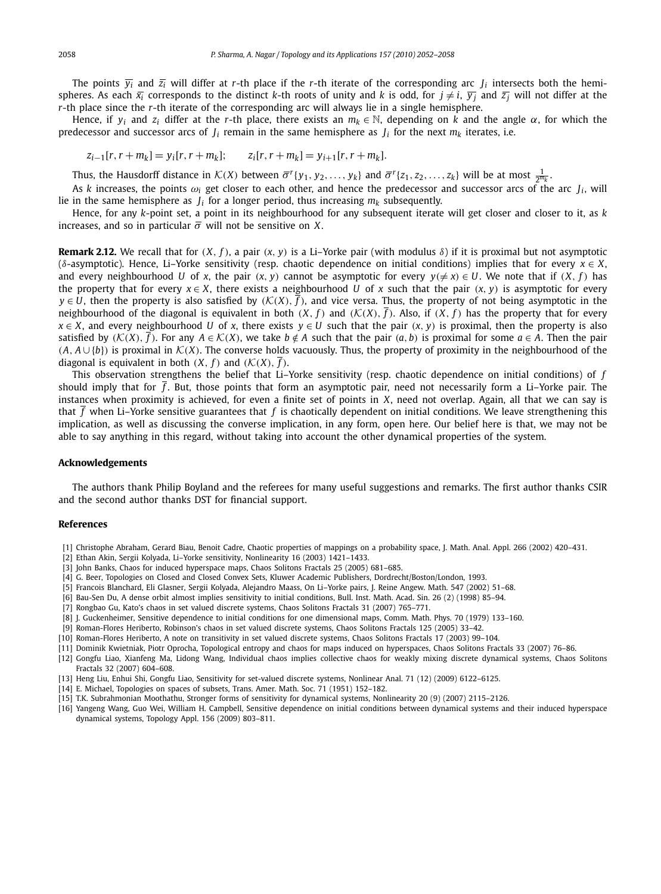The points $\overline{y_i}$ and $\overline{z_i}$ will differ at $r$-th place if the $r$-th iterate of the corresponding arc $J_i$ intersects both the hemispheres. As each $\overline{x_i}$ corresponds to the distinct $k$-th roots of unity and $k$ is odd, for $j \neq i$, $\overline{y_j}$ and $\overline{z_j}$ will not differ at the $r$-th place since the $r$-th iterate of the corresponding arc will always lie in a single hemisphere.

Hence, if $y_i$ and $z_i$ differ at the $r$-th place, there exists an $m_k \in \mathbb{N}$, depending on $k$ and the angle $\alpha$, for which the predecessor and successor arcs of $J_i$ remain in the same hemisphere as $J_i$ for the next $m_k$ iterates, i.e.

$$z_{i-1}[r, r+m_k] = y_i[r, r+m_k]; \qquad z_i[r, r+m_k] = y_{i+1}[r, r+m_k].$$

Thus, the Hausdorff distance in $\mathcal{K}(X)$ between $\overline{\sigma}^r\{y_1, y_2, \dots, y_k\}$ and $\overline{\sigma}^r\{z_1, z_2, \dots, z_k\}$ will be at most $\frac{1}{2^{m_k}}$.

As $k$ increases, the points $\omega_i$ get closer to each other, and hence the predecessor and successor arcs of the arc $J_i$, will lie in the same hemisphere as $J_i$ for a longer period, thus increasing $m_k$ subsequently.

Hence, for any $k$-point set, a point in its neighbourhood for any subsequent iterate will get closer and closer to it, as $k$ increases, and so in particular $\overline{\sigma}$ will not be sensitive on $X$.

**Remark 2.12.** We recall that for $(X, f)$, a pair $(x, y)$ is a Li–Yorke pair (with modulus $\delta$) if it is proximal but not asymptotic ($\delta$-asymptotic). Hence, Li–Yorke sensitivity (resp. chaotic dependence on initial conditions) implies that for every $x \in X$, and every neighbourhood $U$ of $x$, the pair $(x, y)$ cannot be asymptotic for every $y (\neq x) \in U$. We note that if $(X, f)$ has the property that for every $x \in X$, there exists a neighbourhood $U$ of $x$ such that the pair $(x, y)$ is asymptotic for every $y \in U$, then the property is also satisfied by $(\mathcal{K}(X), \overline{f})$, and vice versa. Thus, the property of not being asymptotic in the neighbourhood of the diagonal is equivalent in both $(X, f)$ and $(\mathcal{K}(X), \overline{f})$. Also, if $(X, f)$ has the property that for every $x \in X$, and every neighbourhood $U$ of $x$, there exists $y \in U$ such that the pair $(x, y)$ is proximal, then the property is also satisfied by $(\mathcal{K}(X), \overline{f})$. For any $A \in \mathcal{K}(X)$, we take $b \notin A$ such that the pair $(a, b)$ is proximal for some $a \in A$. Then the pair $(A, A \cup \{b\})$ is proximal in $\mathcal{K}(X)$. The converse holds vacuously. Thus, the property of proximity in the neighbourhood of the diagonal is equivalent in both $(X, f)$ and $(\mathcal{K}(X), \overline{f})$.

This observation strengthens the belief that Li–Yorke sensitivity (resp. chaotic dependence on initial conditions) of $f$ should imply that for $\overline{f}$. But, those points that form an asymptotic pair, need not necessarily form a Li–Yorke pair. The instances when proximity is achieved, for even a finite set of points in $X$, need not overlap. Again, all that we can say is that $\overline{f}$ when Li–Yorke sensitive guarantees that $f$ is chaotically dependent on initial conditions. We leave strengthening this implication, as well as discussing the converse implication, in any form, open here. Our belief here is that, we may not be able to say anything in this regard, without taking into account the other dynamical properties of the system.

## Acknowledgements

The authors thank Philip Boyland and the referees for many useful suggestions and remarks. The first author thanks CSIR and the second author thanks DST for financial support.

## References

[1] Christophe Abraham, Gerard Biau, Benoit Cadre, Chaotic properties of mappings on a probability space, J. Math. Anal. Appl. 266 (2002) 420–431.
[2] Ethan Akin, Sergii Kolyada, Li–Yorke sensitivity, Nonlinearity 16 (2003) 1421–1433.
[3] John Banks, Chaos for induced hyperspace maps, Chaos Solitons Fractals 25 (2005) 681–685.
[4] G. Beer, Topologies on Closed and Closed Convex Sets, Kluwer Academic Publishers, Dordrecht/Boston/London, 1993.
[5] Francois Blanchard, Eli Glasner, Sergii Kolyada, Alejandro Maass, On Li–Yorke pairs, J. Reine Angew. Math. 547 (2002) 51–68.
[6] Bau-Sen Du, A dense orbit almost implies sensitivity to initial conditions, Bull. Inst. Math. Acad. Sin. 26 (2) (1998) 85–94.
[7] Rongbao Gu, Kato's chaos in set valued discrete systems, Chaos Solitons Fractals 31 (2007) 765–771.
[8] J. Guckenheimer, Sensitive dependence to initial conditions for one dimensional maps, Comm. Math. Phys. 70 (1979) 133–160.
[9] Roman-Flores Heriberto, Robinson's chaos in set valued discrete systems, Chaos Solitons Fractals 125 (2005) 33–42.
[10] Roman-Flores Heriberto, A note on transitivity in set valued discrete systems, Chaos Solitons Fractals 17 (2003) 99–104.
[11] Dominik Kwietniak, Piotr Oprocha, Topological entropy and chaos for maps induced on hyperspaces, Chaos Solitons Fractals 33 (2007) 76–86.
[12] Gongfu Liao, Xianfeng Ma, Lidong Wang, Individual chaos implies collective chaos for weakly mixing discrete dynamical systems, Chaos Solitons Fractals 32 (2007) 604–608.
[13] Heng Liu, Enhui Shi, Gongfu Liao, Sensitivity for set-valued discrete systems, Nonlinear Anal. 71 (12) (2009) 6122–6125.
[14] E. Michael, Topologies on spaces of subsets, Trans. Amer. Math. Soc. 71 (1951) 152–182.
[15] T.K. Subrahmonian Moothathu, Stronger forms of sensitivity for dynamical systems, Nonlinearity 20 (9) (2007) 2115–2126.
[16] Yangeng Wang, Guo Wei, William H. Campbell, Sensitive dependence on initial conditions between dynamical systems and their induced hyperspace dynamical systems, Topology Appl. 156 (2009) 803–811.